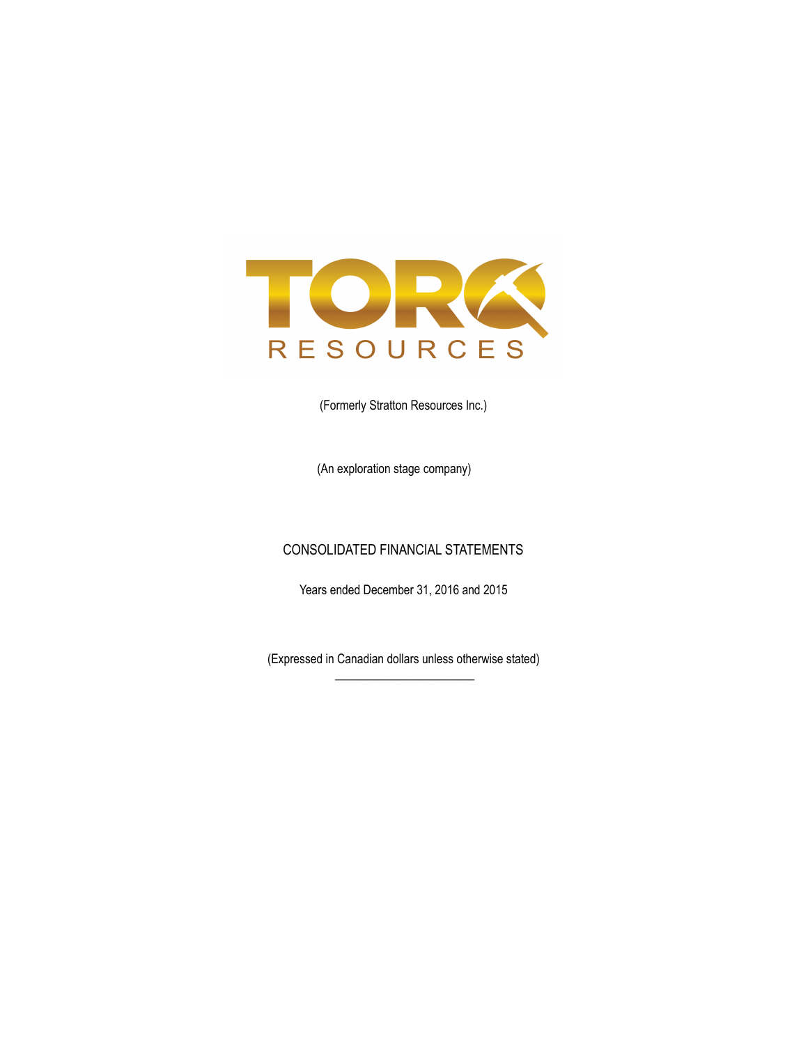# TORQ RESOURCES

(Formerly Stratton Resources Inc.)

(An exploration stage company)

## CONSOLIDATED FINANCIAL STATEMENTS

Years ended December 31, 2016 and 2015

(Expressed in Canadian dollars unless otherwise stated)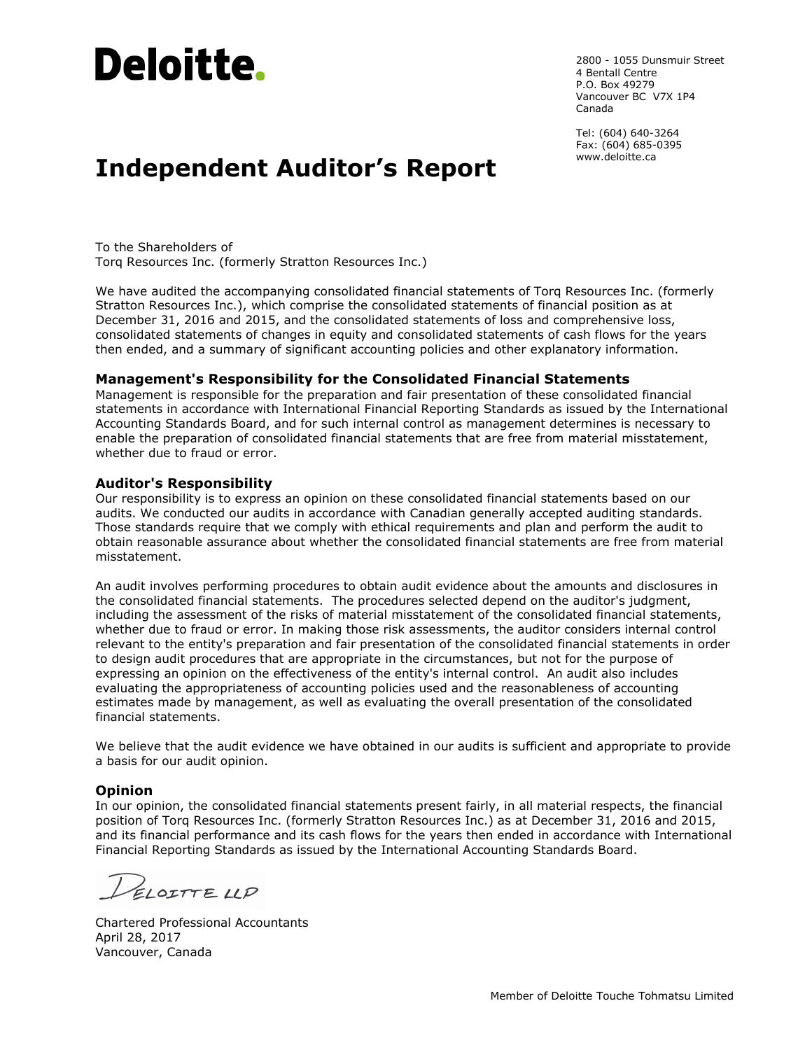Deloitte.

2800 - 1055 Dunsmuir Street
4 Bentall Centre
P.O. Box 49279
Vancouver BC V7X 1P4
Canada

Tel: (604) 640-3264
Fax: (604) 685-0395
www.deloitte.ca

# Independent Auditor's Report

To the Shareholders of
Torq Resources Inc. (formerly Stratton Resources Inc.)

We have audited the accompanying consolidated financial statements of Torq Resources Inc. (formerly Stratton Resources Inc.), which comprise the consolidated statements of financial position as at December 31, 2016 and 2015, and the consolidated statements of loss and comprehensive loss, consolidated statements of changes in equity and consolidated statements of cash flows for the years then ended, and a summary of significant accounting policies and other explanatory information.

### Management's Responsibility for the Consolidated Financial Statements

Management is responsible for the preparation and fair presentation of these consolidated financial statements in accordance with International Financial Reporting Standards as issued by the International Accounting Standards Board, and for such internal control as management determines is necessary to enable the preparation of consolidated financial statements that are free from material misstatement, whether due to fraud or error.

### Auditor's Responsibility

Our responsibility is to express an opinion on these consolidated financial statements based on our audits. We conducted our audits in accordance with Canadian generally accepted auditing standards. Those standards require that we comply with ethical requirements and plan and perform the audit to obtain reasonable assurance about whether the consolidated financial statements are free from material misstatement.

An audit involves performing procedures to obtain audit evidence about the amounts and disclosures in the consolidated financial statements. The procedures selected depend on the auditor's judgment, including the assessment of the risks of material misstatement of the consolidated financial statements, whether due to fraud or error. In making those risk assessments, the auditor considers internal control relevant to the entity's preparation and fair presentation of the consolidated financial statements in order to design audit procedures that are appropriate in the circumstances, but not for the purpose of expressing an opinion on the effectiveness of the entity's internal control. An audit also includes evaluating the appropriateness of accounting policies used and the reasonableness of accounting estimates made by management, as well as evaluating the overall presentation of the consolidated financial statements.

We believe that the audit evidence we have obtained in our audits is sufficient and appropriate to provide a basis for our audit opinion.

### Opinion

In our opinion, the consolidated financial statements present fairly, in all material respects, the financial position of Torq Resources Inc. (formerly Stratton Resources Inc.) as at December 31, 2016 and 2015, and its financial performance and its cash flows for the years then ended in accordance with International Financial Reporting Standards as issued by the International Accounting Standards Board.

Deloitte LLP

Chartered Professional Accountants
April 28, 2017
Vancouver, Canada

Member of Deloitte Touche Tohmatsu Limited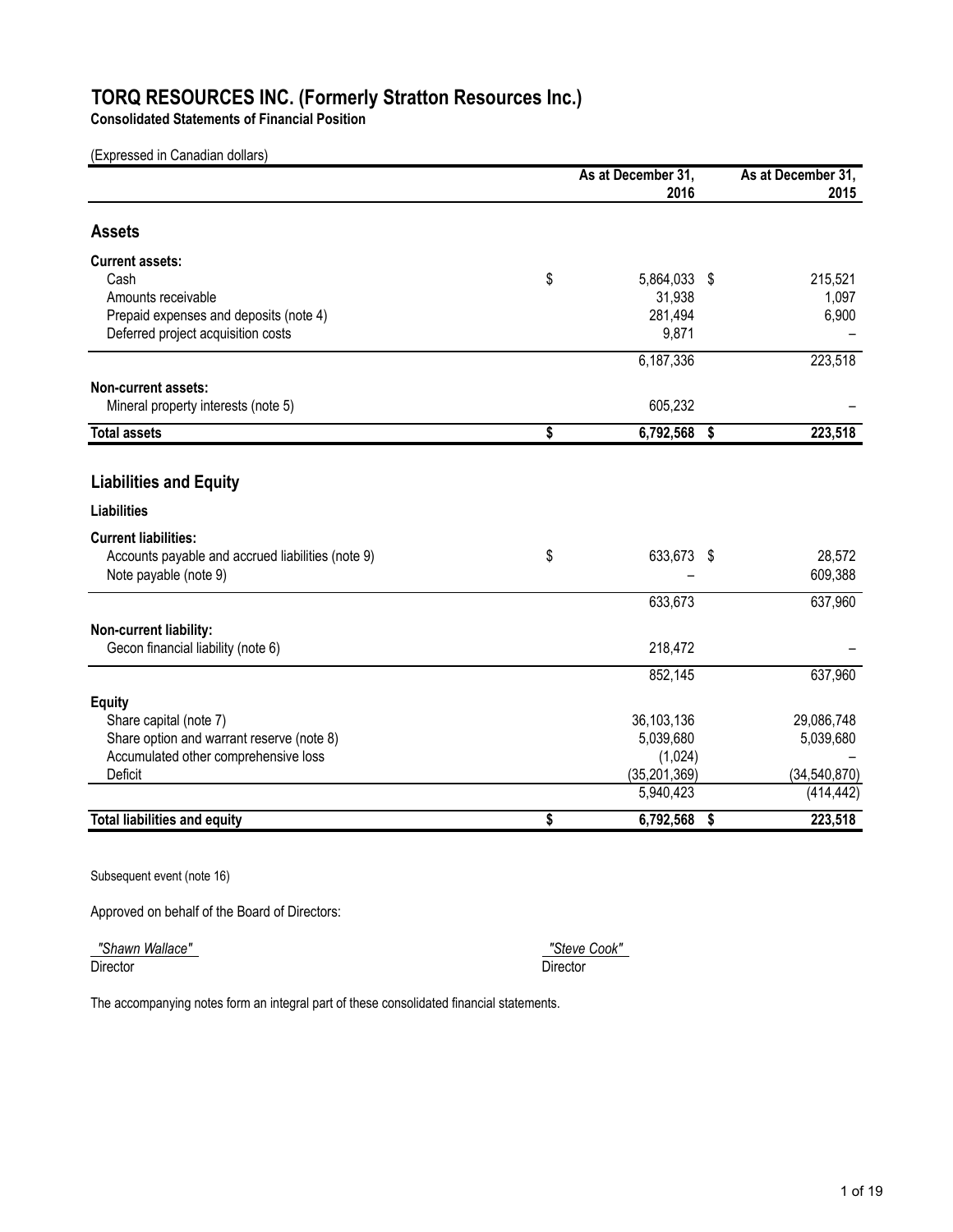# TORQ RESOURCES INC. (Formerly Stratton Resources Inc.)

**Consolidated Statements of Financial Position**

(Expressed in Canadian dollars)

| | As at December 31, 2016 | As at December 31, 2015 |
|---|---|---|
| **Assets** | | |
| **Current assets:** | | |
| Cash | $ 5,864,033 | $ 215,521 |
| Amounts receivable | 31,938 | 1,097 |
| Prepaid expenses and deposits (note 4) | 281,494 | 6,900 |
| Deferred project acquisition costs | 9,871 | – |
| | 6,187,336 | 223,518 |
| **Non-current assets:** | | |
| Mineral property interests (note 5) | 605,232 | – |
| **Total assets** | **$ 6,792,568** | **$ 223,518** |
| **Liabilities and Equity** | | |
| **Liabilities** | | |
| **Current liabilities:** | | |
| Accounts payable and accrued liabilities (note 9) | $ 633,673 | $ 28,572 |
| Note payable (note 9) | – | 609,388 |
| | 633,673 | 637,960 |
| **Non-current liability:** | | |
| Gecon financial liability (note 6) | 218,472 | – |
| | 852,145 | 637,960 |
| **Equity** | | |
| Share capital (note 7) | 36,103,136 | 29,086,748 |
| Share option and warrant reserve (note 8) | 5,039,680 | 5,039,680 |
| Accumulated other comprehensive loss | (1,024) | – |
| Deficit | (35,201,369) | (34,540,870) |
| | 5,940,423 | (414,442) |
| **Total liabilities and equity** | **$ 6,792,568** | **$ 223,518** |

Subsequent event (note 16)

Approved on behalf of the Board of Directors:

*"Shawn Wallace"*
Director

*"Steve Cook"*
Director

The accompanying notes form an integral part of these consolidated financial statements.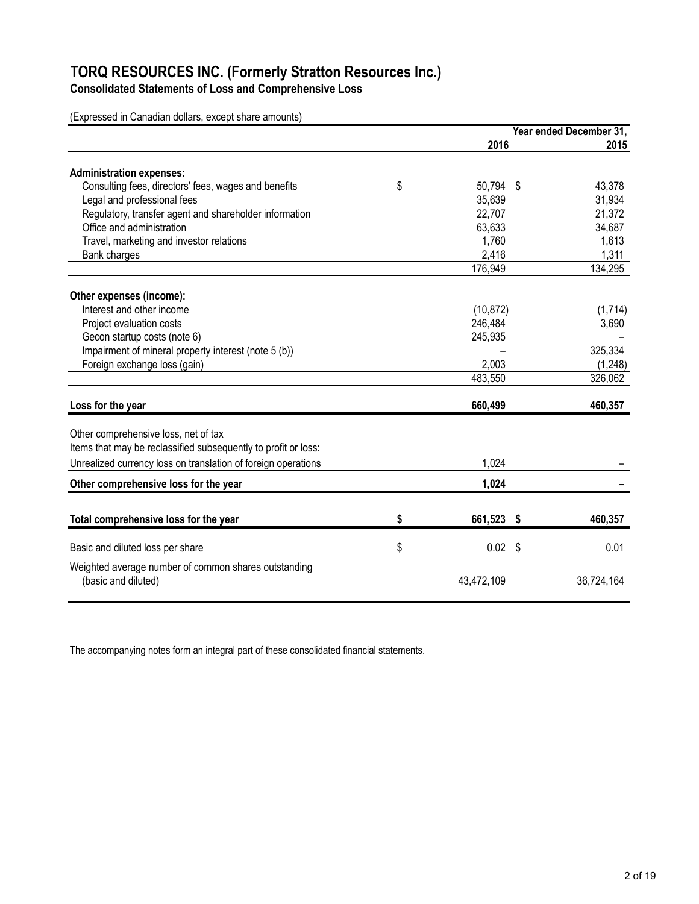# TORQ RESOURCES INC. (Formerly Stratton Resources Inc.)

## Consolidated Statements of Loss and Comprehensive Loss

(Expressed in Canadian dollars, except share amounts)

| | Year ended December 31, 2016 | 2015 |
|---|---|---|
| **Administration expenses:** | | |
| Consulting fees, directors' fees, wages and benefits | $ 50,794 | $ 43,378 |
| Legal and professional fees | 35,639 | 31,934 |
| Regulatory, transfer agent and shareholder information | 22,707 | 21,372 |
| Office and administration | 63,633 | 34,687 |
| Travel, marketing and investor relations | 1,760 | 1,613 |
| Bank charges | 2,416 | 1,311 |
| | 176,949 | 134,295 |
| **Other expenses (income):** | | |
| Interest and other income | (10,872) | (1,714) |
| Project evaluation costs | 246,484 | 3,690 |
| Gecon startup costs (note 6) | 245,935 | – |
| Impairment of mineral property interest (note 5 (b)) | – | 325,334 |
| Foreign exchange loss (gain) | 2,003 | (1,248) |
| | 483,550 | 326,062 |
| **Loss for the year** | **660,499** | **460,357** |
| Other comprehensive loss, net of tax | | |
| Items that may be reclassified subsequently to profit or loss: | | |
| Unrealized currency loss on translation of foreign operations | 1,024 | – |
| **Other comprehensive loss for the year** | **1,024** | **–** |
| **Total comprehensive loss for the year** | **$ 661,523** | **$ 460,357** |
| Basic and diluted loss per share | $ 0.02 | $ 0.01 |
| Weighted average number of common shares outstanding (basic and diluted) | 43,472,109 | 36,724,164 |

The accompanying notes form an integral part of these consolidated financial statements.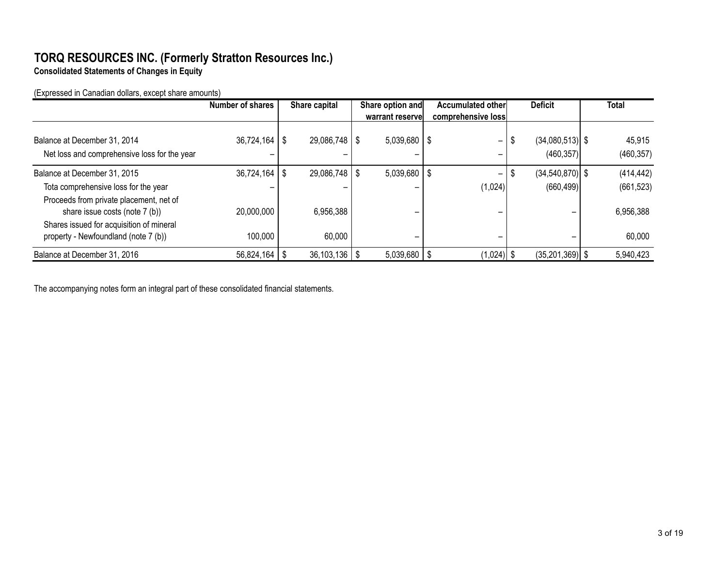# TORQ RESOURCES INC. (Formerly Stratton Resources Inc.)

**Consolidated Statements of Changes in Equity**

(Expressed in Canadian dollars, except share amounts)

| | Number of shares | Share capital | Share option and warrant reserve | Accumulated other comprehensive loss | Deficit | Total |
|---|---|---|---|---|---|---|
| Balance at December 31, 2014 | 36,724,164 | $ 29,086,748 | $ 5,039,680 | $ – | $ (34,080,513) | $ 45,915 |
| Net loss and comprehensive loss for the year | – | – | – | – | (460,357) | (460,357) |
| Balance at December 31, 2015 | 36,724,164 | $ 29,086,748 | $ 5,039,680 | $ – | $ (34,540,870) | $ (414,442) |
| Tota comprehensive loss for the year | – | – | – | (1,024) | (660,499) | (661,523) |
| Proceeds from private placement, net of share issue costs (note 7 (b)) | 20,000,000 | 6,956,388 | – | – | – | 6,956,388 |
| Shares issued for acquisition of mineral property - Newfoundland (note 7 (b)) | 100,000 | 60,000 | – | – | – | 60,000 |
| Balance at December 31, 2016 | 56,824,164 | $ 36,103,136 | $ 5,039,680 | $ (1,024) | $ (35,201,369) | $ 5,940,423 |

The accompanying notes form an integral part of these consolidated financial statements.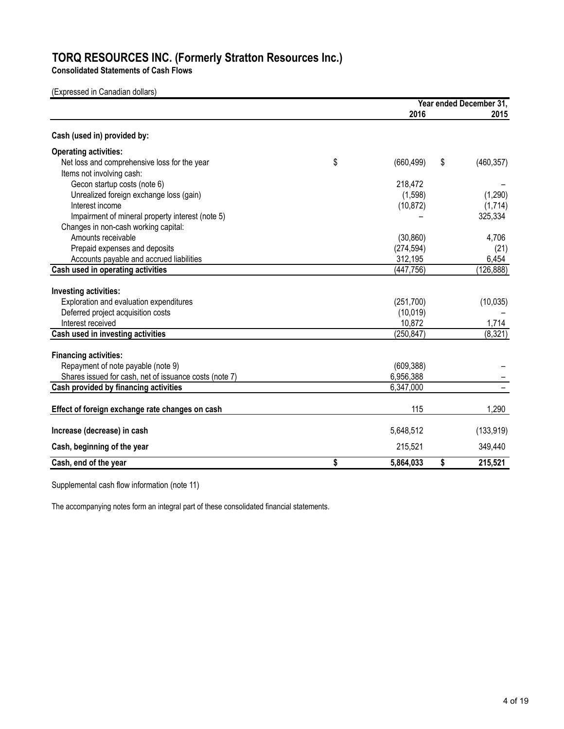# TORQ RESOURCES INC. (Formerly Stratton Resources Inc.)

**Consolidated Statements of Cash Flows**

(Expressed in Canadian dollars)

| | Year ended December 31, 2016 | 2015 |
|---|---|---|
| **Cash (used in) provided by:** | | |
| **Operating activities:** | | |
| Net loss and comprehensive loss for the year | $ (660,499) | $ (460,357) |
| Items not involving cash: | | |
| Gecon startup costs (note 6) | 218,472 | – |
| Unrealized foreign exchange loss (gain) | (1,598) | (1,290) |
| Interest income | (10,872) | (1,714) |
| Impairment of mineral property interest (note 5) | – | 325,334 |
| Changes in non-cash working capital: | | |
| Amounts receivable | (30,860) | 4,706 |
| Prepaid expenses and deposits | (274,594) | (21) |
| Accounts payable and accrued liabilities | 312,195 | 6,454 |
| **Cash used in operating activities** | (447,756) | (126,888) |
| **Investing activities:** | | |
| Exploration and evaluation expenditures | (251,700) | (10,035) |
| Deferred project acquisition costs | (10,019) | – |
| Interest received | 10,872 | 1,714 |
| **Cash used in investing activities** | (250,847) | (8,321) |
| **Financing activities:** | | |
| Repayment of note payable (note 9) | (609,388) | – |
| Shares issued for cash, net of issuance costs (note 7) | 6,956,388 | – |
| **Cash provided by financing activities** | 6,347,000 | – |
| **Effect of foreign exchange rate changes on cash** | 115 | 1,290 |
| **Increase (decrease) in cash** | 5,648,512 | (133,919) |
| **Cash, beginning of the year** | 215,521 | 349,440 |
| **Cash, end of the year** | **$ 5,864,033** | **$ 215,521** |

Supplemental cash flow information (note 11)

The accompanying notes form an integral part of these consolidated financial statements.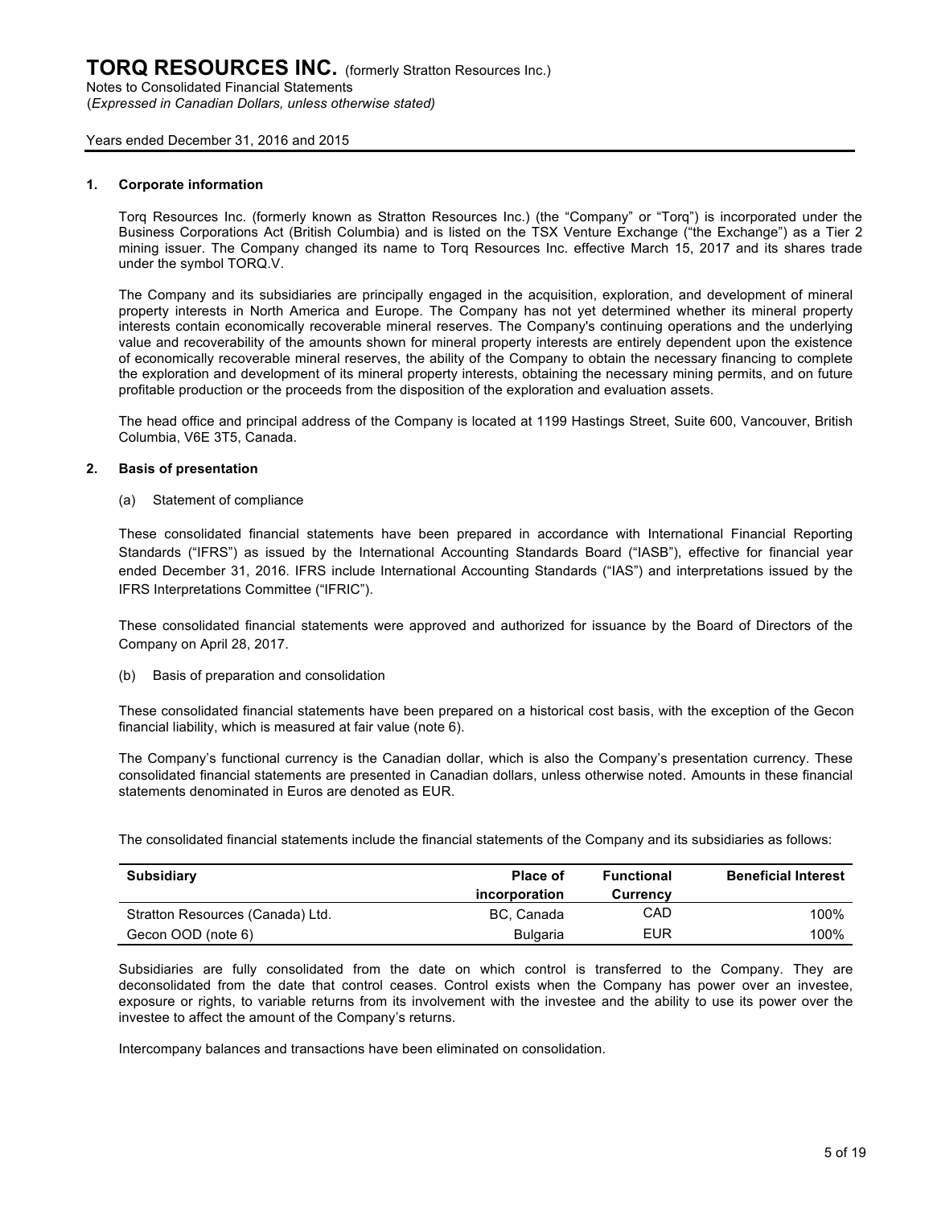## 1. Corporate information

Torq Resources Inc. (formerly known as Stratton Resources Inc.) (the "Company" or "Torq") is incorporated under the Business Corporations Act (British Columbia) and is listed on the TSX Venture Exchange ("the Exchange") as a Tier 2 mining issuer. The Company changed its name to Torq Resources Inc. effective March 15, 2017 and its shares trade under the symbol TORQ.V.

The Company and its subsidiaries are principally engaged in the acquisition, exploration, and development of mineral property interests in North America and Europe. The Company has not yet determined whether its mineral property interests contain economically recoverable mineral reserves. The Company's continuing operations and the underlying value and recoverability of the amounts shown for mineral property interests are entirely dependent upon the existence of economically recoverable mineral reserves, the ability of the Company to obtain the necessary financing to complete the exploration and development of its mineral property interests, obtaining the necessary mining permits, and on future profitable production or the proceeds from the disposition of the exploration and evaluation assets.

The head office and principal address of the Company is located at 1199 Hastings Street, Suite 600, Vancouver, British Columbia, V6E 3T5, Canada.

## 2. Basis of presentation

(a) Statement of compliance

These consolidated financial statements have been prepared in accordance with International Financial Reporting Standards ("IFRS") as issued by the International Accounting Standards Board ("IASB"), effective for financial year ended December 31, 2016. IFRS include International Accounting Standards ("IAS") and interpretations issued by the IFRS Interpretations Committee ("IFRIC").

These consolidated financial statements were approved and authorized for issuance by the Board of Directors of the Company on April 28, 2017.

(b) Basis of preparation and consolidation

These consolidated financial statements have been prepared on a historical cost basis, with the exception of the Gecon financial liability, which is measured at fair value (note 6).

The Company's functional currency is the Canadian dollar, which is also the Company's presentation currency. These consolidated financial statements are presented in Canadian dollars, unless otherwise noted. Amounts in these financial statements denominated in Euros are denoted as EUR.

The consolidated financial statements include the financial statements of the Company and its subsidiaries as follows:

| Subsidiary | Place of incorporation | Functional Currency | Beneficial Interest |
|---|---|---|---|
| Stratton Resources (Canada) Ltd. | BC, Canada | CAD | 100% |
| Gecon OOD (note 6) | Bulgaria | EUR | 100% |

Subsidiaries are fully consolidated from the date on which control is transferred to the Company. They are deconsolidated from the date that control ceases. Control exists when the Company has power over an investee, exposure or rights, to variable returns from its involvement with the investee and the ability to use its power over the investee to affect the amount of the Company's returns.

Intercompany balances and transactions have been eliminated on consolidation.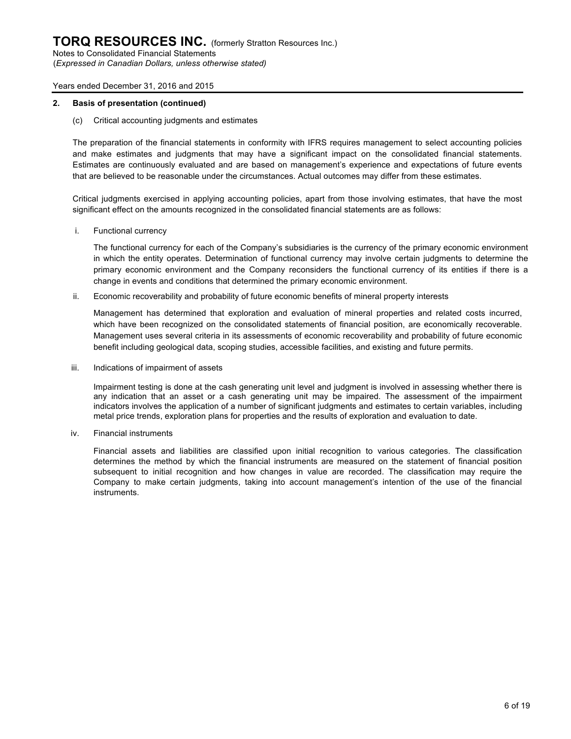## 2. Basis of presentation (continued)

(c) Critical accounting judgments and estimates

The preparation of the financial statements in conformity with IFRS requires management to select accounting policies and make estimates and judgments that may have a significant impact on the consolidated financial statements. Estimates are continuously evaluated and are based on management's experience and expectations of future events that are believed to be reasonable under the circumstances. Actual outcomes may differ from these estimates.

Critical judgments exercised in applying accounting policies, apart from those involving estimates, that have the most significant effect on the amounts recognized in the consolidated financial statements are as follows:

i. Functional currency

The functional currency for each of the Company's subsidiaries is the currency of the primary economic environment in which the entity operates. Determination of functional currency may involve certain judgments to determine the primary economic environment and the Company reconsiders the functional currency of its entities if there is a change in events and conditions that determined the primary economic environment.

ii. Economic recoverability and probability of future economic benefits of mineral property interests

Management has determined that exploration and evaluation of mineral properties and related costs incurred, which have been recognized on the consolidated statements of financial position, are economically recoverable. Management uses several criteria in its assessments of economic recoverability and probability of future economic benefit including geological data, scoping studies, accessible facilities, and existing and future permits.

iii. Indications of impairment of assets

Impairment testing is done at the cash generating unit level and judgment is involved in assessing whether there is any indication that an asset or a cash generating unit may be impaired. The assessment of the impairment indicators involves the application of a number of significant judgments and estimates to certain variables, including metal price trends, exploration plans for properties and the results of exploration and evaluation to date.

iv. Financial instruments

Financial assets and liabilities are classified upon initial recognition to various categories. The classification determines the method by which the financial instruments are measured on the statement of financial position subsequent to initial recognition and how changes in value are recorded. The classification may require the Company to make certain judgments, taking into account management's intention of the use of the financial instruments.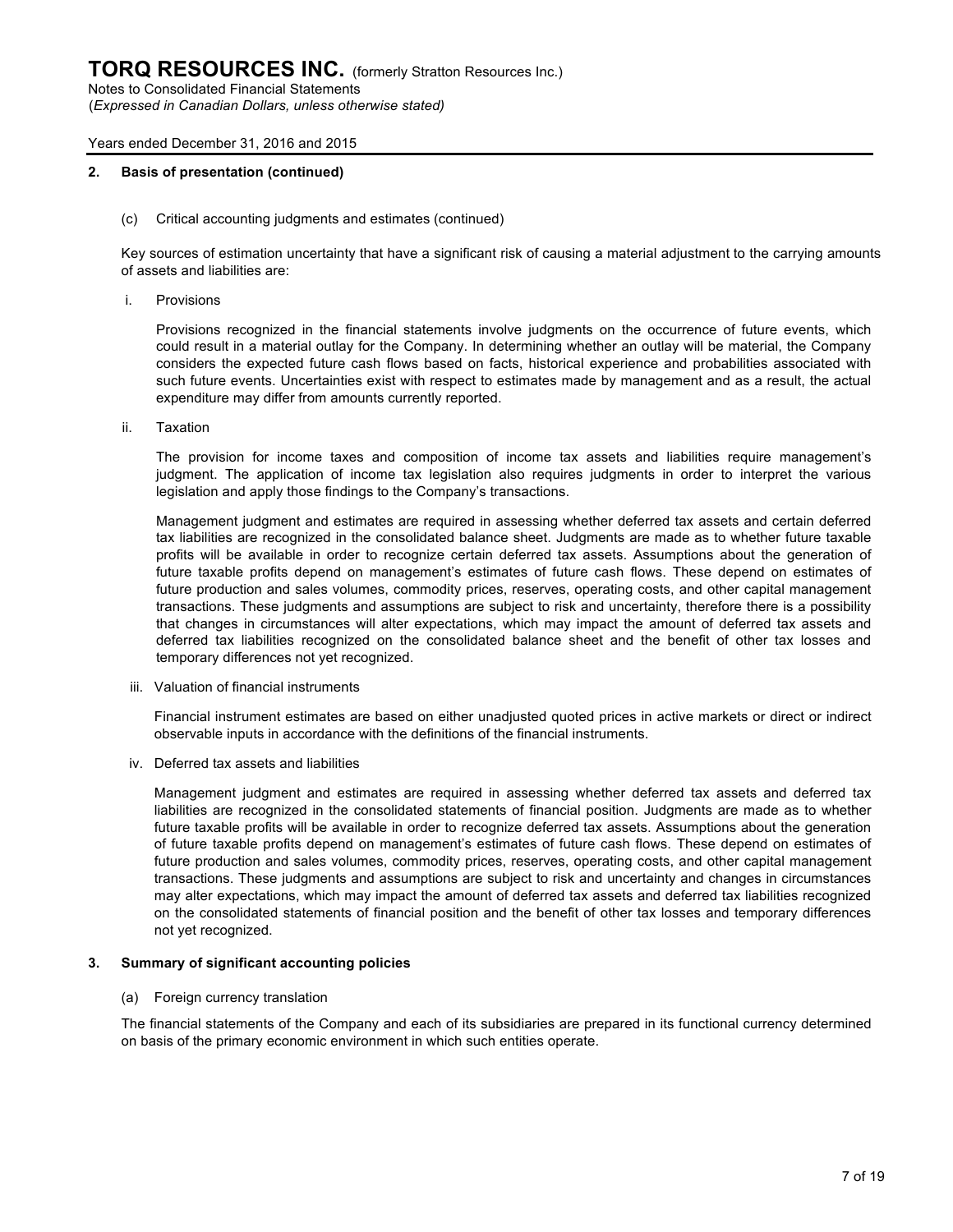## 2. Basis of presentation (continued)

(c) Critical accounting judgments and estimates (continued)

Key sources of estimation uncertainty that have a significant risk of causing a material adjustment to the carrying amounts of assets and liabilities are:

i. Provisions

Provisions recognized in the financial statements involve judgments on the occurrence of future events, which could result in a material outlay for the Company. In determining whether an outlay will be material, the Company considers the expected future cash flows based on facts, historical experience and probabilities associated with such future events. Uncertainties exist with respect to estimates made by management and as a result, the actual expenditure may differ from amounts currently reported.

ii. Taxation

The provision for income taxes and composition of income tax assets and liabilities require management's judgment. The application of income tax legislation also requires judgments in order to interpret the various legislation and apply those findings to the Company's transactions.

Management judgment and estimates are required in assessing whether deferred tax assets and certain deferred tax liabilities are recognized in the consolidated balance sheet. Judgments are made as to whether future taxable profits will be available in order to recognize certain deferred tax assets. Assumptions about the generation of future taxable profits depend on management's estimates of future cash flows. These depend on estimates of future production and sales volumes, commodity prices, reserves, operating costs, and other capital management transactions. These judgments and assumptions are subject to risk and uncertainty, therefore there is a possibility that changes in circumstances will alter expectations, which may impact the amount of deferred tax assets and deferred tax liabilities recognized on the consolidated balance sheet and the benefit of other tax losses and temporary differences not yet recognized.

iii. Valuation of financial instruments

Financial instrument estimates are based on either unadjusted quoted prices in active markets or direct or indirect observable inputs in accordance with the definitions of the financial instruments.

iv. Deferred tax assets and liabilities

Management judgment and estimates are required in assessing whether deferred tax assets and deferred tax liabilities are recognized in the consolidated statements of financial position. Judgments are made as to whether future taxable profits will be available in order to recognize deferred tax assets. Assumptions about the generation of future taxable profits depend on management's estimates of future cash flows. These depend on estimates of future production and sales volumes, commodity prices, reserves, operating costs, and other capital management transactions. These judgments and assumptions are subject to risk and uncertainty and changes in circumstances may alter expectations, which may impact the amount of deferred tax assets and deferred tax liabilities recognized on the consolidated statements of financial position and the benefit of other tax losses and temporary differences not yet recognized.

## 3. Summary of significant accounting policies

(a) Foreign currency translation

The financial statements of the Company and each of its subsidiaries are prepared in its functional currency determined on basis of the primary economic environment in which such entities operate.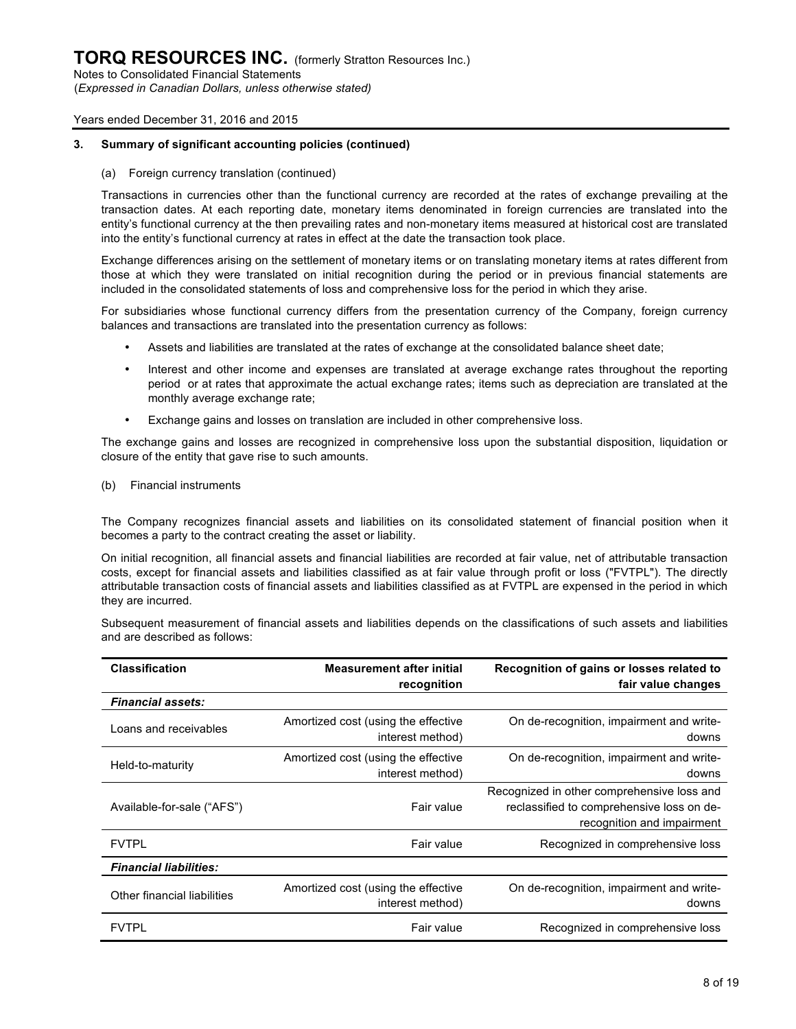## 3. Summary of significant accounting policies (continued)

(a) Foreign currency translation (continued)

Transactions in currencies other than the functional currency are recorded at the rates of exchange prevailing at the transaction dates. At each reporting date, monetary items denominated in foreign currencies are translated into the entity's functional currency at the then prevailing rates and non-monetary items measured at historical cost are translated into the entity's functional currency at rates in effect at the date the transaction took place.

Exchange differences arising on the settlement of monetary items or on translating monetary items at rates different from those at which they were translated on initial recognition during the period or in previous financial statements are included in the consolidated statements of loss and comprehensive loss for the period in which they arise.

For subsidiaries whose functional currency differs from the presentation currency of the Company, foreign currency balances and transactions are translated into the presentation currency as follows:

- Assets and liabilities are translated at the rates of exchange at the consolidated balance sheet date;
- Interest and other income and expenses are translated at average exchange rates throughout the reporting period or at rates that approximate the actual exchange rates; items such as depreciation are translated at the monthly average exchange rate;
- Exchange gains and losses on translation are included in other comprehensive loss.

The exchange gains and losses are recognized in comprehensive loss upon the substantial disposition, liquidation or closure of the entity that gave rise to such amounts.

(b) Financial instruments

The Company recognizes financial assets and liabilities on its consolidated statement of financial position when it becomes a party to the contract creating the asset or liability.

On initial recognition, all financial assets and financial liabilities are recorded at fair value, net of attributable transaction costs, except for financial assets and liabilities classified as at fair value through profit or loss ("FVTPL"). The directly attributable transaction costs of financial assets and liabilities classified as at FVTPL are expensed in the period in which they are incurred.

Subsequent measurement of financial assets and liabilities depends on the classifications of such assets and liabilities and are described as follows:

| Classification | Measurement after initial recognition | Recognition of gains or losses related to fair value changes |
|---|---|---|
| ***Financial assets:*** | | |
| Loans and receivables | Amortized cost (using the effective interest method) | On de-recognition, impairment and write-downs |
| Held-to-maturity | Amortized cost (using the effective interest method) | On de-recognition, impairment and write-downs |
| Available-for-sale ("AFS") | Fair value | Recognized in other comprehensive loss and reclassified to comprehensive loss on de-recognition and impairment |
| FVTPL | Fair value | Recognized in comprehensive loss |
| ***Financial liabilities:*** | | |
| Other financial liabilities | Amortized cost (using the effective interest method) | On de-recognition, impairment and write-downs |
| FVTPL | Fair value | Recognized in comprehensive loss |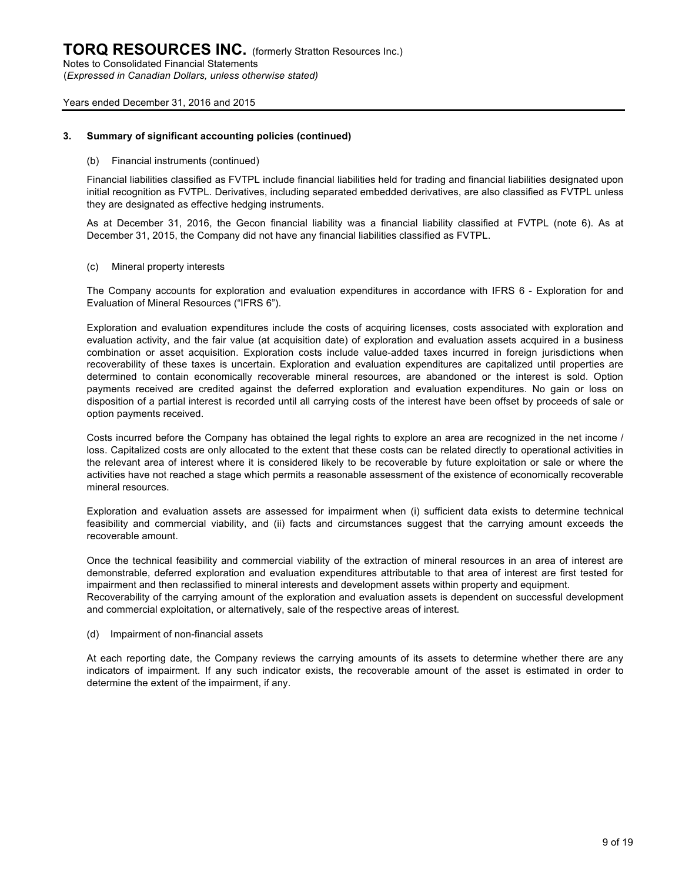### 3. Summary of significant accounting policies (continued)

(b) Financial instruments (continued)

Financial liabilities classified as FVTPL include financial liabilities held for trading and financial liabilities designated upon initial recognition as FVTPL. Derivatives, including separated embedded derivatives, are also classified as FVTPL unless they are designated as effective hedging instruments.

As at December 31, 2016, the Gecon financial liability was a financial liability classified at FVTPL (note 6). As at December 31, 2015, the Company did not have any financial liabilities classified as FVTPL.

(c) Mineral property interests

The Company accounts for exploration and evaluation expenditures in accordance with IFRS 6 - Exploration for and Evaluation of Mineral Resources ("IFRS 6").

Exploration and evaluation expenditures include the costs of acquiring licenses, costs associated with exploration and evaluation activity, and the fair value (at acquisition date) of exploration and evaluation assets acquired in a business combination or asset acquisition. Exploration costs include value-added taxes incurred in foreign jurisdictions when recoverability of these taxes is uncertain. Exploration and evaluation expenditures are capitalized until properties are determined to contain economically recoverable mineral resources, are abandoned or the interest is sold. Option payments received are credited against the deferred exploration and evaluation expenditures. No gain or loss on disposition of a partial interest is recorded until all carrying costs of the interest have been offset by proceeds of sale or option payments received.

Costs incurred before the Company has obtained the legal rights to explore an area are recognized in the net income / loss. Capitalized costs are only allocated to the extent that these costs can be related directly to operational activities in the relevant area of interest where it is considered likely to be recoverable by future exploitation or sale or where the activities have not reached a stage which permits a reasonable assessment of the existence of economically recoverable mineral resources.

Exploration and evaluation assets are assessed for impairment when (i) sufficient data exists to determine technical feasibility and commercial viability, and (ii) facts and circumstances suggest that the carrying amount exceeds the recoverable amount.

Once the technical feasibility and commercial viability of the extraction of mineral resources in an area of interest are demonstrable, deferred exploration and evaluation expenditures attributable to that area of interest are first tested for impairment and then reclassified to mineral interests and development assets within property and equipment.
Recoverability of the carrying amount of the exploration and evaluation assets is dependent on successful development and commercial exploitation, or alternatively, sale of the respective areas of interest.

(d) Impairment of non-financial assets

At each reporting date, the Company reviews the carrying amounts of its assets to determine whether there are any indicators of impairment. If any such indicator exists, the recoverable amount of the asset is estimated in order to determine the extent of the impairment, if any.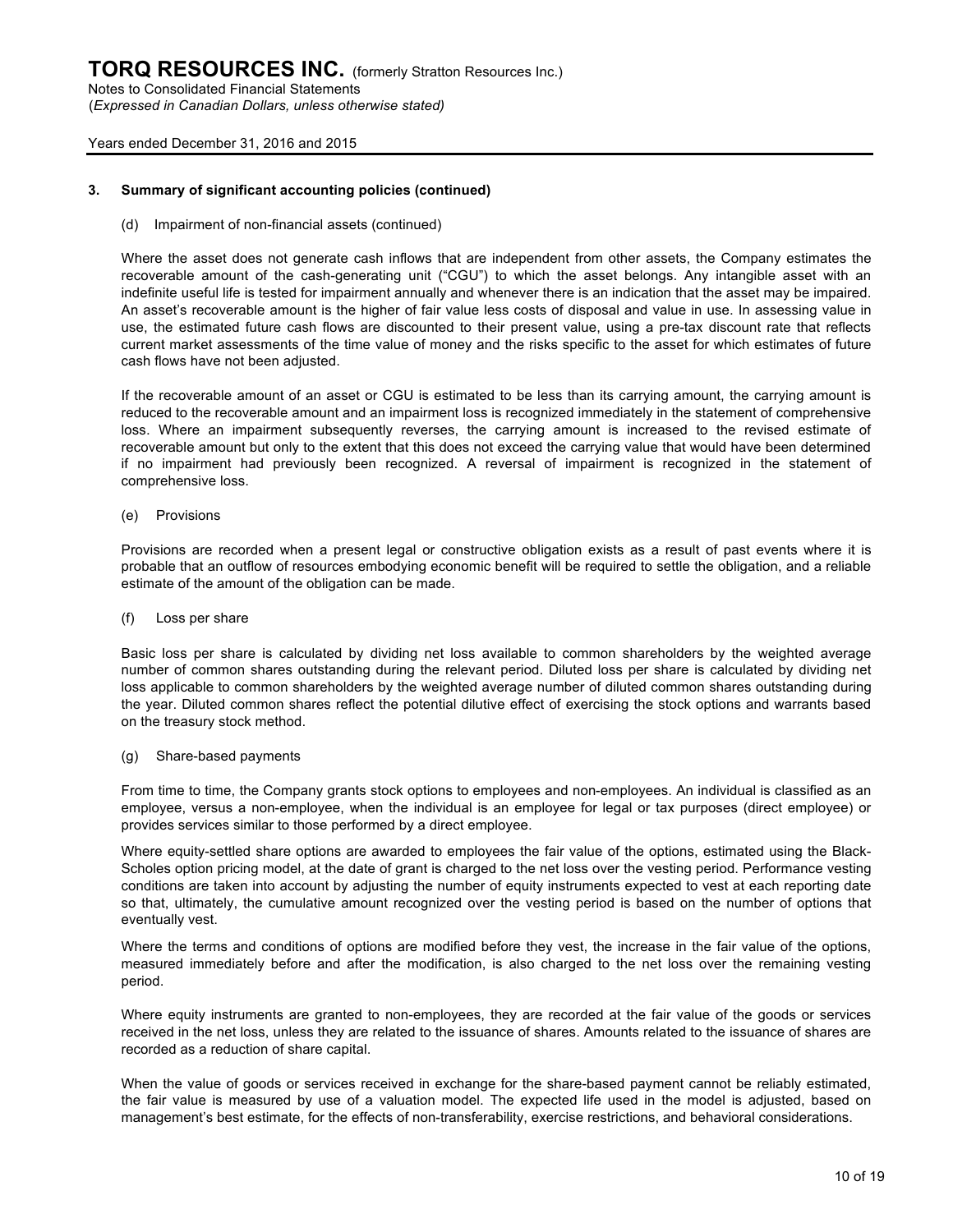## 3. Summary of significant accounting policies (continued)

(d) Impairment of non-financial assets (continued)

Where the asset does not generate cash inflows that are independent from other assets, the Company estimates the recoverable amount of the cash-generating unit ("CGU") to which the asset belongs. Any intangible asset with an indefinite useful life is tested for impairment annually and whenever there is an indication that the asset may be impaired. An asset's recoverable amount is the higher of fair value less costs of disposal and value in use. In assessing value in use, the estimated future cash flows are discounted to their present value, using a pre-tax discount rate that reflects current market assessments of the time value of money and the risks specific to the asset for which estimates of future cash flows have not been adjusted.

If the recoverable amount of an asset or CGU is estimated to be less than its carrying amount, the carrying amount is reduced to the recoverable amount and an impairment loss is recognized immediately in the statement of comprehensive loss. Where an impairment subsequently reverses, the carrying amount is increased to the revised estimate of recoverable amount but only to the extent that this does not exceed the carrying value that would have been determined if no impairment had previously been recognized. A reversal of impairment is recognized in the statement of comprehensive loss.

(e) Provisions

Provisions are recorded when a present legal or constructive obligation exists as a result of past events where it is probable that an outflow of resources embodying economic benefit will be required to settle the obligation, and a reliable estimate of the amount of the obligation can be made.

(f) Loss per share

Basic loss per share is calculated by dividing net loss available to common shareholders by the weighted average number of common shares outstanding during the relevant period. Diluted loss per share is calculated by dividing net loss applicable to common shareholders by the weighted average number of diluted common shares outstanding during the year. Diluted common shares reflect the potential dilutive effect of exercising the stock options and warrants based on the treasury stock method.

(g) Share-based payments

From time to time, the Company grants stock options to employees and non-employees. An individual is classified as an employee, versus a non-employee, when the individual is an employee for legal or tax purposes (direct employee) or provides services similar to those performed by a direct employee.

Where equity-settled share options are awarded to employees the fair value of the options, estimated using the Black-Scholes option pricing model, at the date of grant is charged to the net loss over the vesting period. Performance vesting conditions are taken into account by adjusting the number of equity instruments expected to vest at each reporting date so that, ultimately, the cumulative amount recognized over the vesting period is based on the number of options that eventually vest.

Where the terms and conditions of options are modified before they vest, the increase in the fair value of the options, measured immediately before and after the modification, is also charged to the net loss over the remaining vesting period.

Where equity instruments are granted to non-employees, they are recorded at the fair value of the goods or services received in the net loss, unless they are related to the issuance of shares. Amounts related to the issuance of shares are recorded as a reduction of share capital.

When the value of goods or services received in exchange for the share-based payment cannot be reliably estimated, the fair value is measured by use of a valuation model. The expected life used in the model is adjusted, based on management's best estimate, for the effects of non-transferability, exercise restrictions, and behavioral considerations.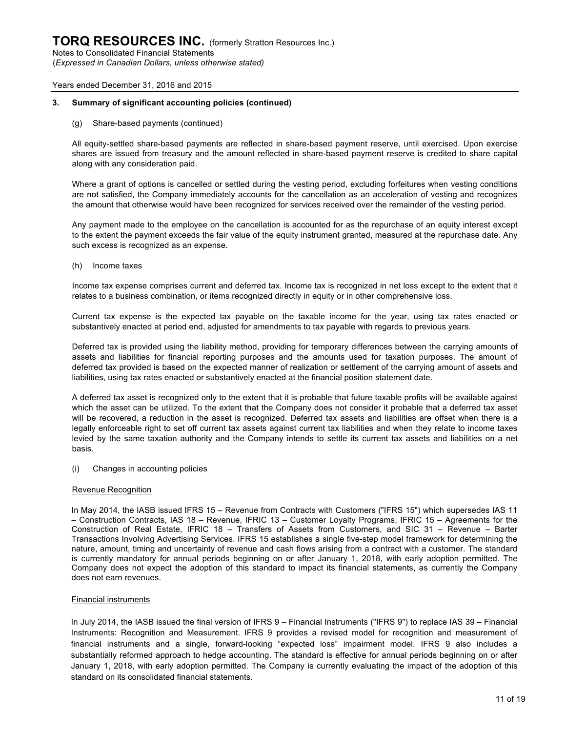### 3. Summary of significant accounting policies (continued)

(g) Share-based payments (continued)

All equity-settled share-based payments are reflected in share-based payment reserve, until exercised. Upon exercise shares are issued from treasury and the amount reflected in share-based payment reserve is credited to share capital along with any consideration paid.

Where a grant of options is cancelled or settled during the vesting period, excluding forfeitures when vesting conditions are not satisfied, the Company immediately accounts for the cancellation as an acceleration of vesting and recognizes the amount that otherwise would have been recognized for services received over the remainder of the vesting period.

Any payment made to the employee on the cancellation is accounted for as the repurchase of an equity interest except to the extent the payment exceeds the fair value of the equity instrument granted, measured at the repurchase date. Any such excess is recognized as an expense.

(h) Income taxes

Income tax expense comprises current and deferred tax. Income tax is recognized in net loss except to the extent that it relates to a business combination, or items recognized directly in equity or in other comprehensive loss.

Current tax expense is the expected tax payable on the taxable income for the year, using tax rates enacted or substantively enacted at period end, adjusted for amendments to tax payable with regards to previous years.

Deferred tax is provided using the liability method, providing for temporary differences between the carrying amounts of assets and liabilities for financial reporting purposes and the amounts used for taxation purposes. The amount of deferred tax provided is based on the expected manner of realization or settlement of the carrying amount of assets and liabilities, using tax rates enacted or substantively enacted at the financial position statement date.

A deferred tax asset is recognized only to the extent that it is probable that future taxable profits will be available against which the asset can be utilized. To the extent that the Company does not consider it probable that a deferred tax asset will be recovered, a reduction in the asset is recognized. Deferred tax assets and liabilities are offset when there is a legally enforceable right to set off current tax assets against current tax liabilities and when they relate to income taxes levied by the same taxation authority and the Company intends to settle its current tax assets and liabilities on a net basis.

(i) Changes in accounting policies

Revenue Recognition

In May 2014, the IASB issued IFRS 15 – Revenue from Contracts with Customers ("IFRS 15") which supersedes IAS 11 – Construction Contracts, IAS 18 – Revenue, IFRIC 13 – Customer Loyalty Programs, IFRIC 15 – Agreements for the Construction of Real Estate, IFRIC 18 – Transfers of Assets from Customers, and SIC 31 – Revenue – Barter Transactions Involving Advertising Services. IFRS 15 establishes a single five-step model framework for determining the nature, amount, timing and uncertainty of revenue and cash flows arising from a contract with a customer. The standard is currently mandatory for annual periods beginning on or after January 1, 2018, with early adoption permitted. The Company does not expect the adoption of this standard to impact its financial statements, as currently the Company does not earn revenues.

Financial instruments

In July 2014, the IASB issued the final version of IFRS 9 – Financial Instruments ("IFRS 9") to replace IAS 39 – Financial Instruments: Recognition and Measurement. IFRS 9 provides a revised model for recognition and measurement of financial instruments and a single, forward-looking "expected loss" impairment model. IFRS 9 also includes a substantially reformed approach to hedge accounting. The standard is effective for annual periods beginning on or after January 1, 2018, with early adoption permitted. The Company is currently evaluating the impact of the adoption of this standard on its consolidated financial statements.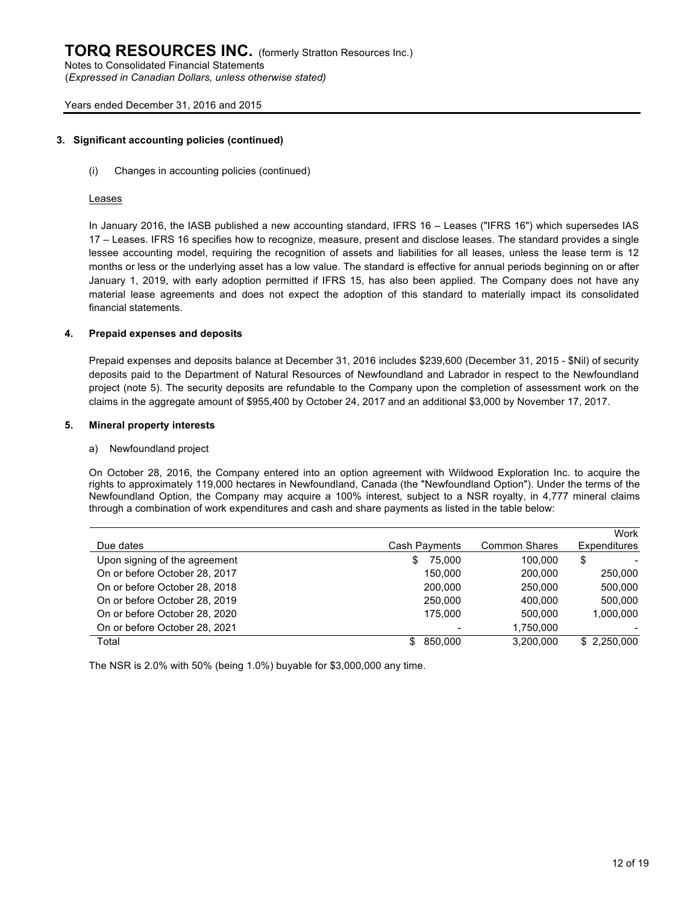### 3. Significant accounting policies (continued)

(i) Changes in accounting policies (continued)

Leases

In January 2016, the IASB published a new accounting standard, IFRS 16 – Leases ("IFRS 16") which supersedes IAS 17 – Leases. IFRS 16 specifies how to recognize, measure, present and disclose leases. The standard provides a single lessee accounting model, requiring the recognition of assets and liabilities for all leases, unless the lease term is 12 months or less or the underlying asset has a low value. The standard is effective for annual periods beginning on or after January 1, 2019, with early adoption permitted if IFRS 15, has also been applied. The Company does not have any material lease agreements and does not expect the adoption of this standard to materially impact its consolidated financial statements.

### 4. Prepaid expenses and deposits

Prepaid expenses and deposits balance at December 31, 2016 includes $239,600 (December 31, 2015 - $Nil) of security deposits paid to the Department of Natural Resources of Newfoundland and Labrador in respect to the Newfoundland project (note 5). The security deposits are refundable to the Company upon the completion of assessment work on the claims in the aggregate amount of $955,400 by October 24, 2017 and an additional $3,000 by November 17, 2017.

### 5. Mineral property interests

a) Newfoundland project

On October 28, 2016, the Company entered into an option agreement with Wildwood Exploration Inc. to acquire the rights to approximately 119,000 hectares in Newfoundland, Canada (the "Newfoundland Option"). Under the terms of the Newfoundland Option, the Company may acquire a 100% interest, subject to a NSR royalty, in 4,777 mineral claims through a combination of work expenditures and cash and share payments as listed in the table below:

| Due dates | Cash Payments | Common Shares | Work Expenditures |
|---|---|---|---|
| Upon signing of the agreement | $ 75,000 | 100,000 | $ - |
| On or before October 28, 2017 | 150,000 | 200,000 | 250,000 |
| On or before October 28, 2018 | 200,000 | 250,000 | 500,000 |
| On or before October 28, 2019 | 250,000 | 400,000 | 500,000 |
| On or before October 28, 2020 | 175,000 | 500,000 | 1,000,000 |
| On or before October 28, 2021 | - | 1,750,000 | - |
| Total | $ 850,000 | 3,200,000 | $ 2,250,000 |

The NSR is 2.0% with 50% (being 1.0%) buyable for $3,000,000 any time.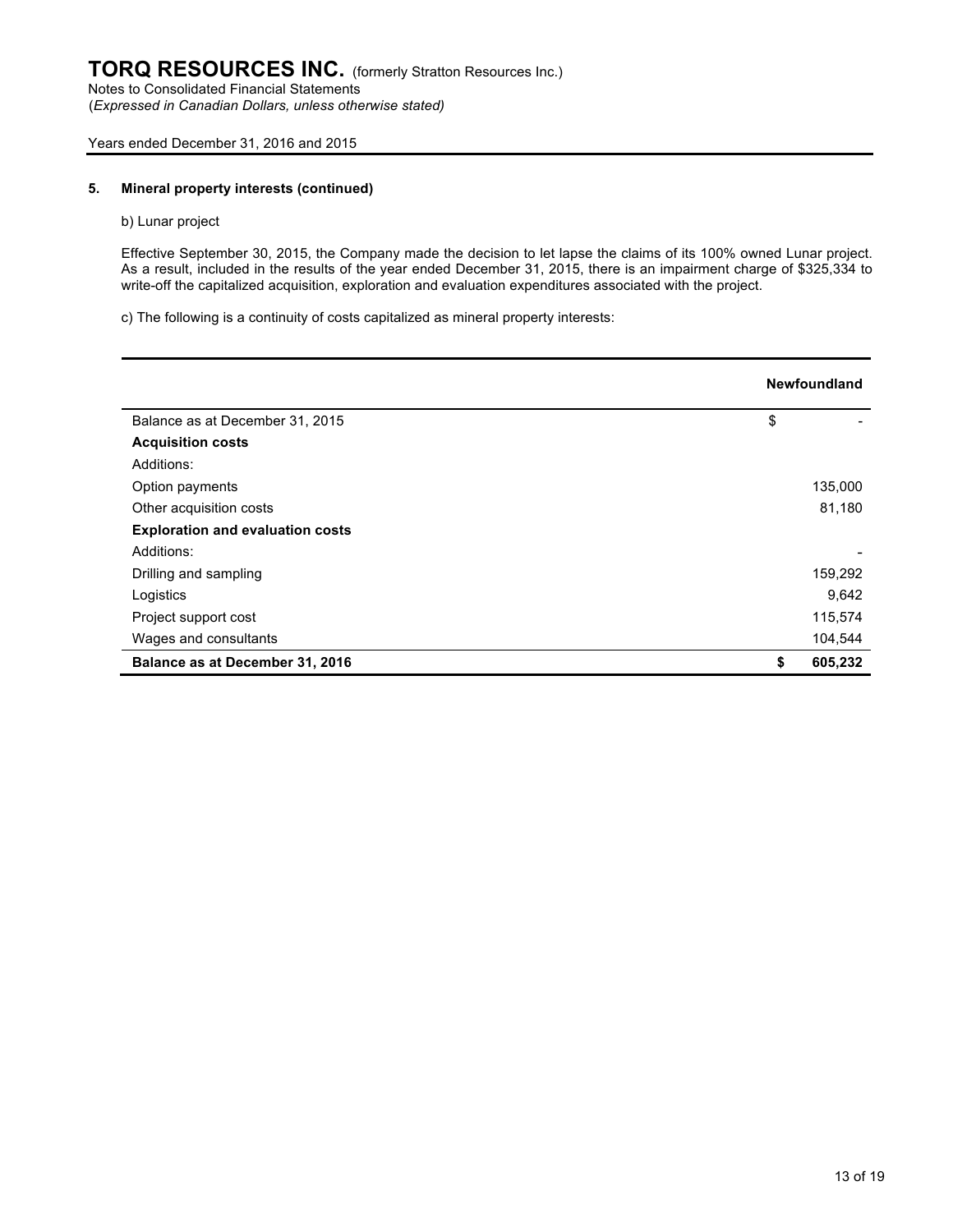## 5. Mineral property interests (continued)

b) Lunar project

Effective September 30, 2015, the Company made the decision to let lapse the claims of its 100% owned Lunar project. As a result, included in the results of the year ended December 31, 2015, there is an impairment charge of $325,334 to write-off the capitalized acquisition, exploration and evaluation expenditures associated with the project.

c) The following is a continuity of costs capitalized as mineral property interests:

| | Newfoundland |
|---|---|
| Balance as at December 31, 2015 | $ - |
| **Acquisition costs** | |
| Additions: | |
| Option payments | 135,000 |
| Other acquisition costs | 81,180 |
| **Exploration and evaluation costs** | |
| Additions: | - |
| Drilling and sampling | 159,292 |
| Logistics | 9,642 |
| Project support cost | 115,574 |
| Wages and consultants | 104,544 |
| **Balance as at December 31, 2016** | **$ 605,232** |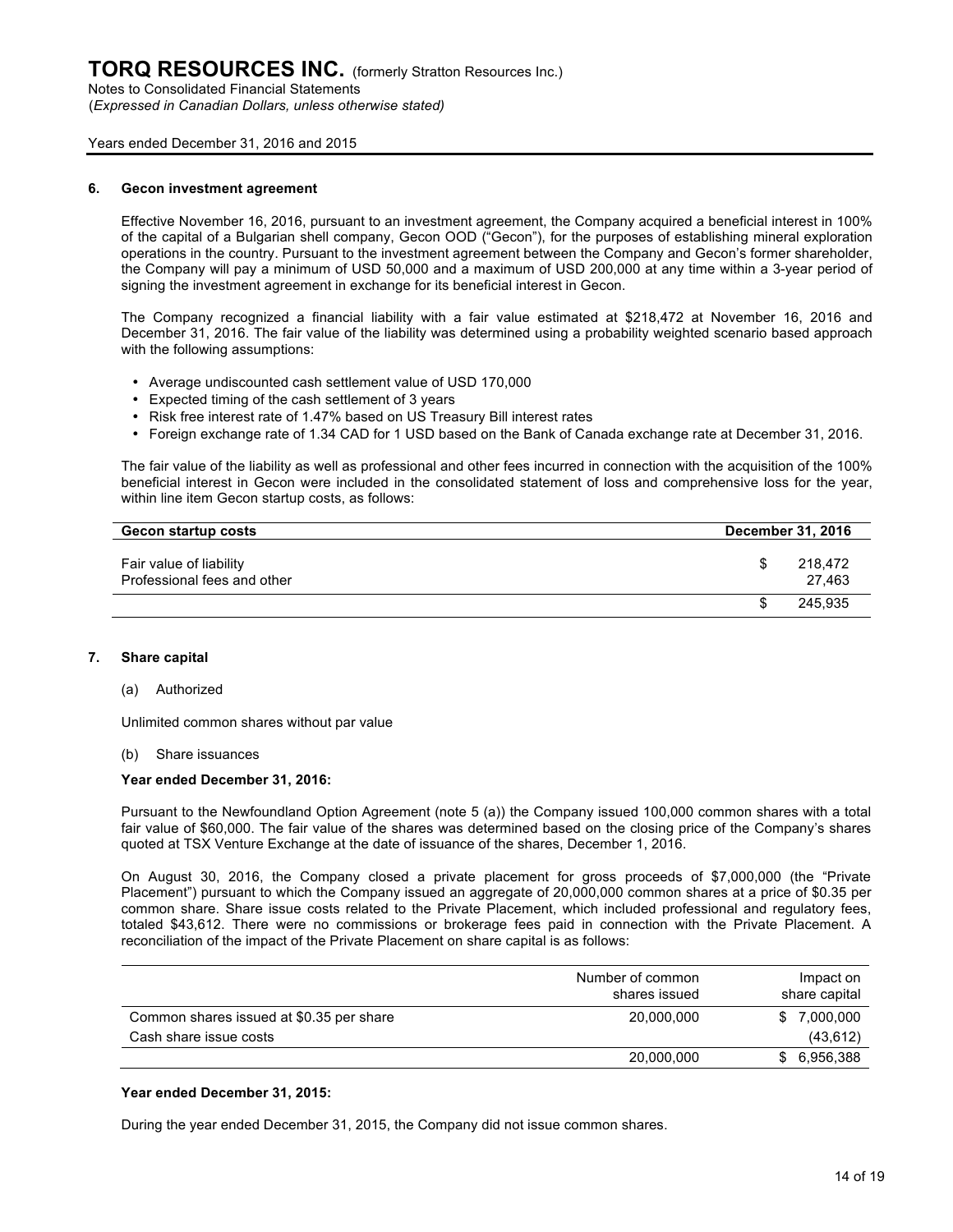## 6. Gecon investment agreement

Effective November 16, 2016, pursuant to an investment agreement, the Company acquired a beneficial interest in 100% of the capital of a Bulgarian shell company, Gecon OOD ("Gecon"), for the purposes of establishing mineral exploration operations in the country. Pursuant to the investment agreement between the Company and Gecon's former shareholder, the Company will pay a minimum of USD 50,000 and a maximum of USD 200,000 at any time within a 3-year period of signing the investment agreement in exchange for its beneficial interest in Gecon.

The Company recognized a financial liability with a fair value estimated at $218,472 at November 16, 2016 and December 31, 2016. The fair value of the liability was determined using a probability weighted scenario based approach with the following assumptions:

- Average undiscounted cash settlement value of USD 170,000
- Expected timing of the cash settlement of 3 years
- Risk free interest rate of 1.47% based on US Treasury Bill interest rates
- Foreign exchange rate of 1.34 CAD for 1 USD based on the Bank of Canada exchange rate at December 31, 2016.

The fair value of the liability as well as professional and other fees incurred in connection with the acquisition of the 100% beneficial interest in Gecon were included in the consolidated statement of loss and comprehensive loss for the year, within line item Gecon startup costs, as follows:

| Gecon startup costs | December 31, 2016 |
|---|---|
| Fair value of liability | $ 218,472 |
| Professional fees and other | 27,463 |
| | $ 245,935 |

## 7. Share capital

(a) Authorized

Unlimited common shares without par value

(b) Share issuances

**Year ended December 31, 2016:**

Pursuant to the Newfoundland Option Agreement (note 5 (a)) the Company issued 100,000 common shares with a total fair value of $60,000. The fair value of the shares was determined based on the closing price of the Company's shares quoted at TSX Venture Exchange at the date of issuance of the shares, December 1, 2016.

On August 30, 2016, the Company closed a private placement for gross proceeds of $7,000,000 (the "Private Placement") pursuant to which the Company issued an aggregate of 20,000,000 common shares at a price of $0.35 per common share. Share issue costs related to the Private Placement, which included professional and regulatory fees, totaled $43,612. There were no commissions or brokerage fees paid in connection with the Private Placement. A reconciliation of the impact of the Private Placement on share capital is as follows:

| | Number of common shares issued | Impact on share capital |
|---|---|---|
| Common shares issued at $0.35 per share | 20,000,000 | $ 7,000,000 |
| Cash share issue costs | | (43,612) |
| | 20,000,000 | $ 6,956,388 |

**Year ended December 31, 2015:**

During the year ended December 31, 2015, the Company did not issue common shares.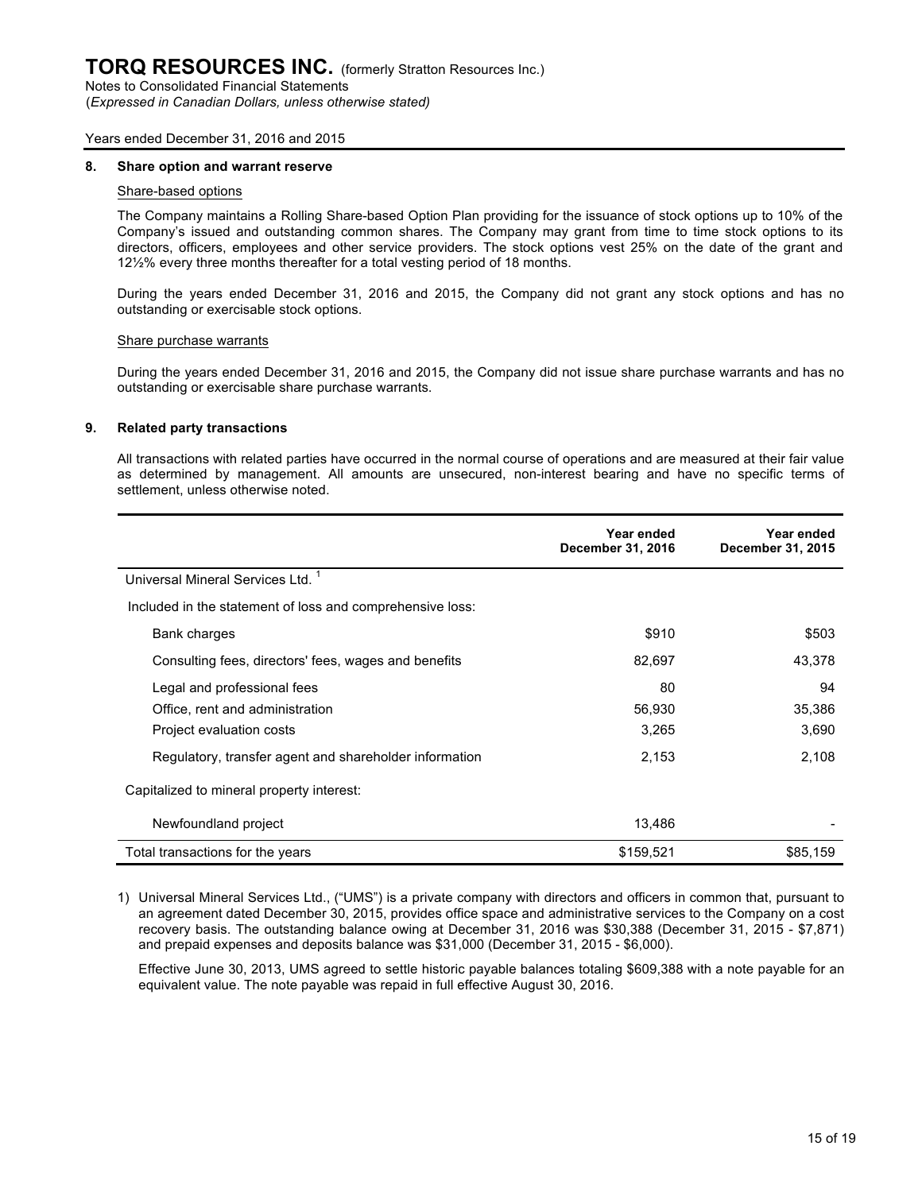# TORQ RESOURCES INC. (formerly Stratton Resources Inc.)

Notes to Consolidated Financial Statements
(*Expressed in Canadian Dollars, unless otherwise stated)*

Years ended December 31, 2016 and 2015

## 8. Share option and warrant reserve

### Share-based options

The Company maintains a Rolling Share-based Option Plan providing for the issuance of stock options up to 10% of the Company's issued and outstanding common shares. The Company may grant from time to time stock options to its directors, officers, employees and other service providers. The stock options vest 25% on the date of the grant and 12½% every three months thereafter for a total vesting period of 18 months.

During the years ended December 31, 2016 and 2015, the Company did not grant any stock options and has no outstanding or exercisable stock options.

### Share purchase warrants

During the years ended December 31, 2016 and 2015, the Company did not issue share purchase warrants and has no outstanding or exercisable share purchase warrants.

## 9. Related party transactions

All transactions with related parties have occurred in the normal course of operations and are measured at their fair value as determined by management. All amounts are unsecured, non-interest bearing and have no specific terms of settlement, unless otherwise noted.

| | Year ended December 31, 2016 | Year ended December 31, 2015 |
|---|---|---|
| Universal Mineral Services Ltd. [1] | | |
| Included in the statement of loss and comprehensive loss: | | |
| Bank charges | $910 | $503 |
| Consulting fees, directors' fees, wages and benefits | 82,697 | 43,378 |
| Legal and professional fees | 80 | 94 |
| Office, rent and administration | 56,930 | 35,386 |
| Project evaluation costs | 3,265 | 3,690 |
| Regulatory, transfer agent and shareholder information | 2,153 | 2,108 |
| Capitalized to mineral property interest: | | |
| Newfoundland project | 13,486 | - |
| Total transactions for the years | $159,521 | $85,159 |

1) Universal Mineral Services Ltd., ("UMS") is a private company with directors and officers in common that, pursuant to an agreement dated December 30, 2015, provides office space and administrative services to the Company on a cost recovery basis. The outstanding balance owing at December 31, 2016 was $30,388 (December 31, 2015 - $7,871) and prepaid expenses and deposits balance was $31,000 (December 31, 2015 - $6,000).

Effective June 30, 2013, UMS agreed to settle historic payable balances totaling $609,388 with a note payable for an equivalent value. The note payable was repaid in full effective August 30, 2016.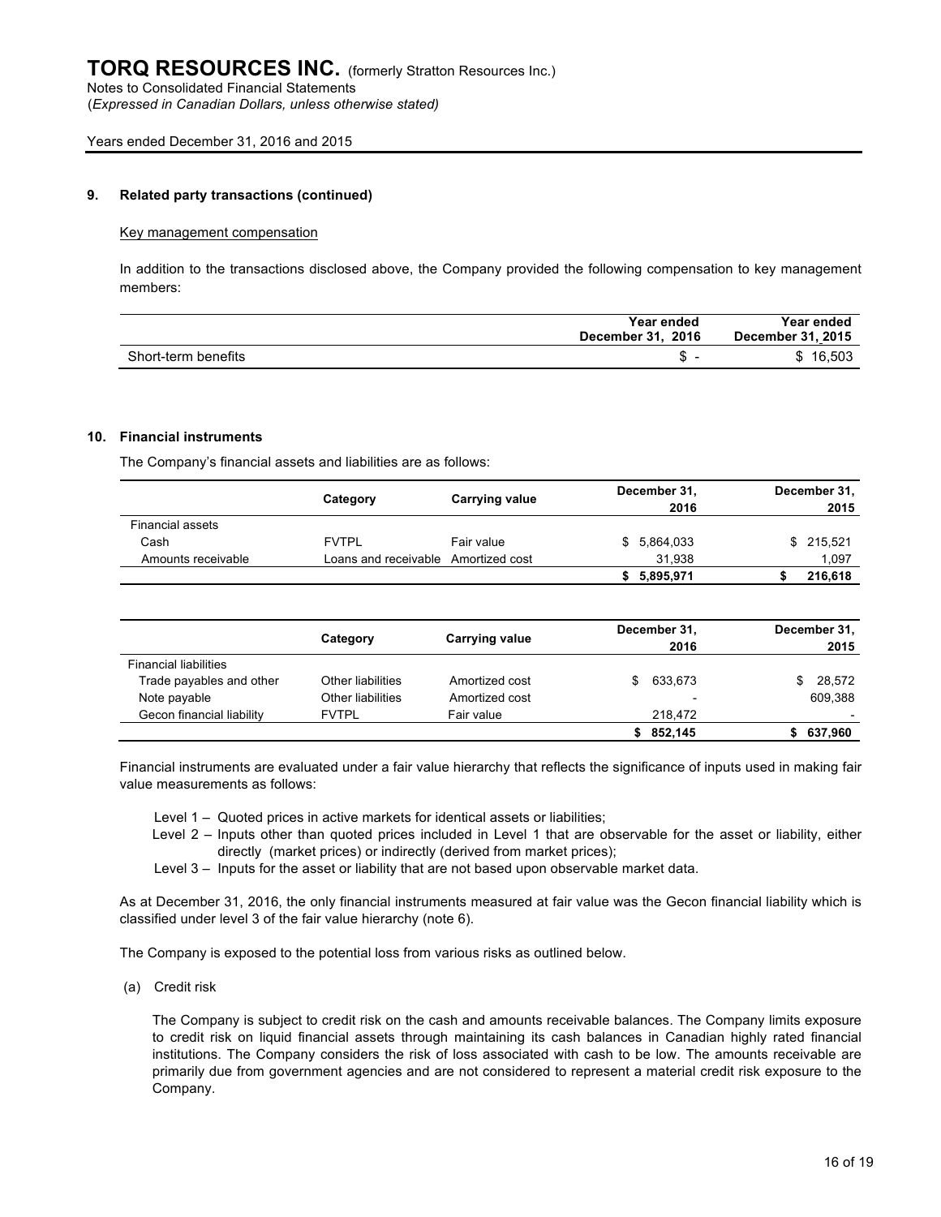### 9. Related party transactions (continued)

Key management compensation

In addition to the transactions disclosed above, the Company provided the following compensation to key management members:

| | Year ended December 31, 2016 | Year ended December 31, 2015 |
|---|---|---|
| Short-term benefits | $ - | $ 16,503 |

### 10. Financial instruments

The Company's financial assets and liabilities are as follows:

| | Category | Carrying value | December 31, 2016 | December 31, 2015 |
|---|---|---|---|---|
| Financial assets | | | | |
| Cash | FVTPL | Fair value | $ 5,864,033 | $ 215,521 |
| Amounts receivable | Loans and receivable | Amortized cost | 31,938 | 1,097 |
| | | | **$ 5,895,971** | **$ 216,618** |

| | Category | Carrying value | December 31, 2016 | December 31, 2015 |
|---|---|---|---|---|
| Financial liabilities | | | | |
| Trade payables and other | Other liabilities | Amortized cost | $ 633,673 | $ 28,572 |
| Note payable | Other liabilities | Amortized cost | - | 609,388 |
| Gecon financial liability | FVTPL | Fair value | 218,472 | - |
| | | | **$ 852,145** | **$ 637,960** |

Financial instruments are evaluated under a fair value hierarchy that reflects the significance of inputs used in making fair value measurements as follows:

Level 1 – Quoted prices in active markets for identical assets or liabilities;
Level 2 – Inputs other than quoted prices included in Level 1 that are observable for the asset or liability, either directly (market prices) or indirectly (derived from market prices);
Level 3 – Inputs for the asset or liability that are not based upon observable market data.

As at December 31, 2016, the only financial instruments measured at fair value was the Gecon financial liability which is classified under level 3 of the fair value hierarchy (note 6).

The Company is exposed to the potential loss from various risks as outlined below.

(a) Credit risk

The Company is subject to credit risk on the cash and amounts receivable balances. The Company limits exposure to credit risk on liquid financial assets through maintaining its cash balances in Canadian highly rated financial institutions. The Company considers the risk of loss associated with cash to be low. The amounts receivable are primarily due from government agencies and are not considered to represent a material credit risk exposure to the Company.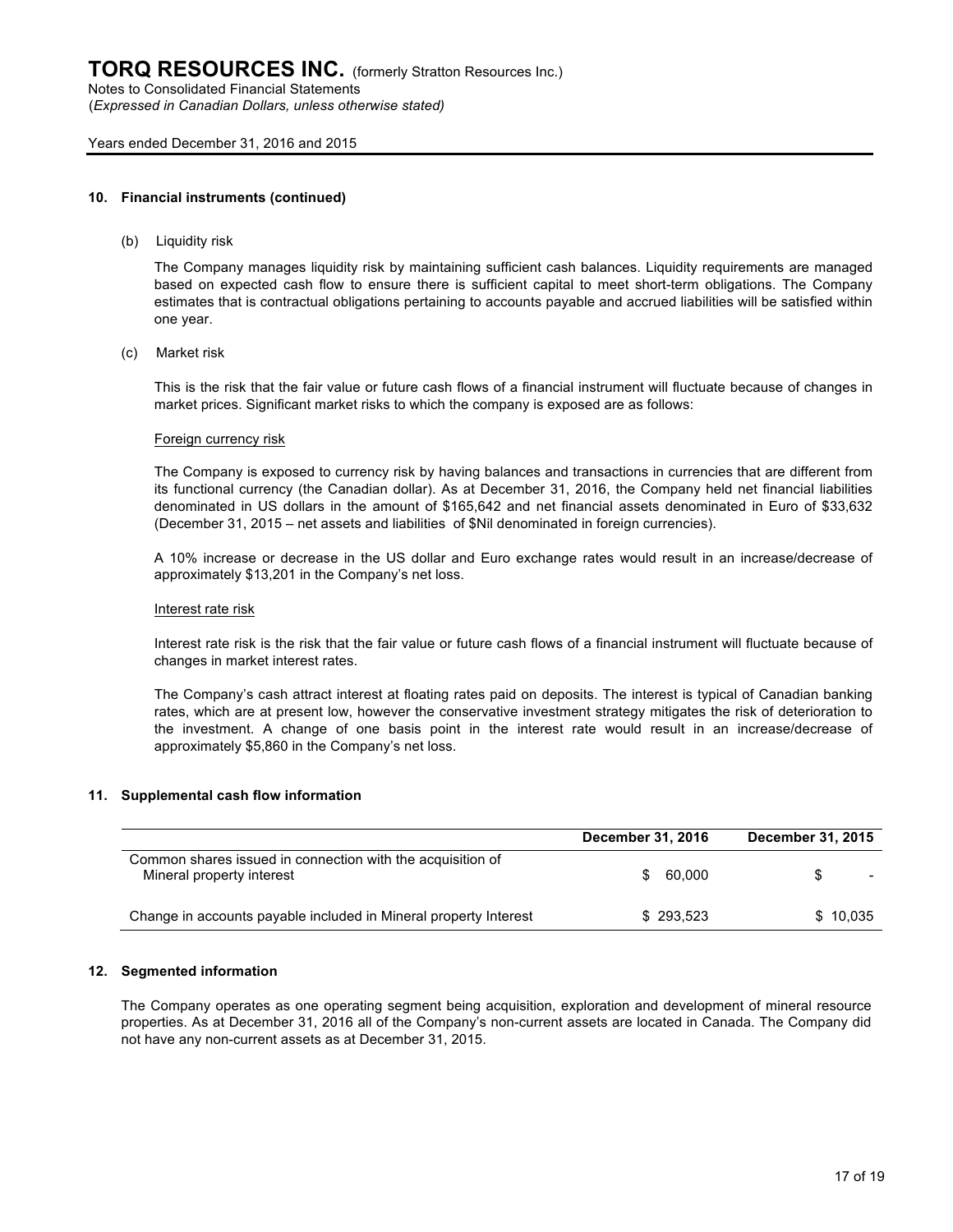## 10. Financial instruments (continued)

(b) Liquidity risk

The Company manages liquidity risk by maintaining sufficient cash balances. Liquidity requirements are managed based on expected cash flow to ensure there is sufficient capital to meet short-term obligations. The Company estimates that is contractual obligations pertaining to accounts payable and accrued liabilities will be satisfied within one year.

(c) Market risk

This is the risk that the fair value or future cash flows of a financial instrument will fluctuate because of changes in market prices. Significant market risks to which the company is exposed are as follows:

<u>Foreign currency risk</u>

The Company is exposed to currency risk by having balances and transactions in currencies that are different from its functional currency (the Canadian dollar). As at December 31, 2016, the Company held net financial liabilities denominated in US dollars in the amount of $165,642 and net financial assets denominated in Euro of $33,632 (December 31, 2015 – net assets and liabilities of $Nil denominated in foreign currencies).

A 10% increase or decrease in the US dollar and Euro exchange rates would result in an increase/decrease of approximately $13,201 in the Company's net loss.

<u>Interest rate risk</u>

Interest rate risk is the risk that the fair value or future cash flows of a financial instrument will fluctuate because of changes in market interest rates.

The Company's cash attract interest at floating rates paid on deposits. The interest is typical of Canadian banking rates, which are at present low, however the conservative investment strategy mitigates the risk of deterioration to the investment. A change of one basis point in the interest rate would result in an increase/decrease of approximately $5,860 in the Company's net loss.

## 11. Supplemental cash flow information

| | December 31, 2016 | December 31, 2015 |
|---|---|---|
| Common shares issued in connection with the acquisition of Mineral property interest | $ 60,000 | $ - |
| Change in accounts payable included in Mineral property Interest | $ 293,523 | $ 10,035 |

## 12. Segmented information

The Company operates as one operating segment being acquisition, exploration and development of mineral resource properties. As at December 31, 2016 all of the Company's non-current assets are located in Canada. The Company did not have any non-current assets as at December 31, 2015.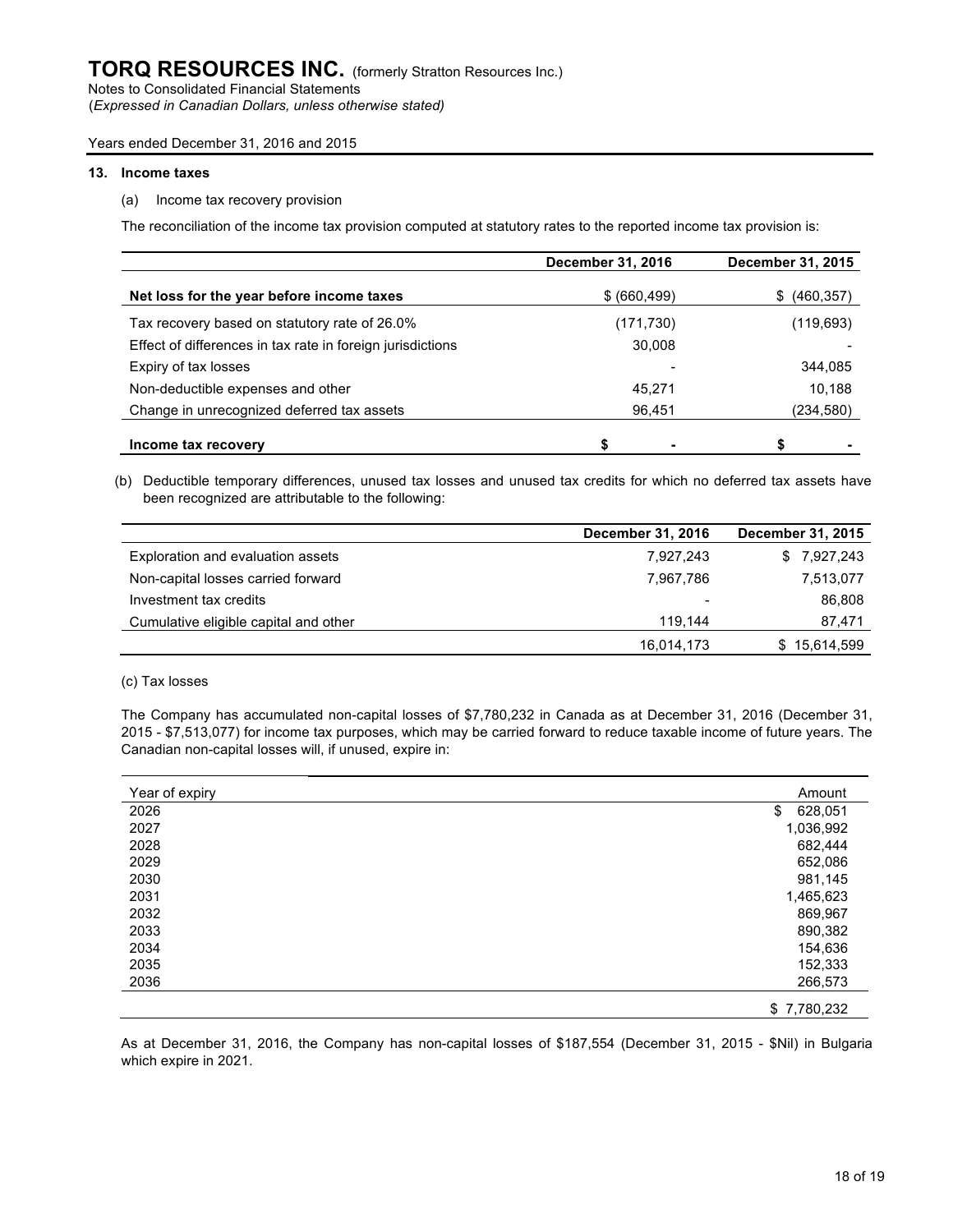# TORQ RESOURCES INC. (formerly Stratton Resources Inc.)

Notes to Consolidated Financial Statements
(*Expressed in Canadian Dollars, unless otherwise stated)*

Years ended December 31, 2016 and 2015

## 13. Income taxes

(a) Income tax recovery provision

The reconciliation of the income tax provision computed at statutory rates to the reported income tax provision is:

| | December 31, 2016 | December 31, 2015 |
|---|---|---|
| **Net loss for the year before income taxes** | $ (660,499) | $ (460,357) |
| Tax recovery based on statutory rate of 26.0% | (171,730) | (119,693) |
| Effect of differences in tax rate in foreign jurisdictions | 30,008 | - |
| Expiry of tax losses | - | 344,085 |
| Non-deductible expenses and other | 45,271 | 10,188 |
| Change in unrecognized deferred tax assets | 96,451 | (234,580) |
| **Income tax recovery** | **$ -** | **$ -** |

(b) Deductible temporary differences, unused tax losses and unused tax credits for which no deferred tax assets have been recognized are attributable to the following:

| | December 31, 2016 | December 31, 2015 |
|---|---|---|
| Exploration and evaluation assets | 7,927,243 | $ 7,927,243 |
| Non-capital losses carried forward | 7,967,786 | 7,513,077 |
| Investment tax credits | - | 86,808 |
| Cumulative eligible capital and other | 119,144 | 87,471 |
| | 16,014,173 | $ 15,614,599 |

(c) Tax losses

The Company has accumulated non-capital losses of $7,780,232 in Canada as at December 31, 2016 (December 31, 2015 - $7,513,077) for income tax purposes, which may be carried forward to reduce taxable income of future years. The Canadian non-capital losses will, if unused, expire in:

| Year of expiry | Amount |
|---|---|
| 2026 | $ 628,051 |
| 2027 | 1,036,992 |
| 2028 | 682,444 |
| 2029 | 652,086 |
| 2030 | 981,145 |
| 2031 | 1,465,623 |
| 2032 | 869,967 |
| 2033 | 890,382 |
| 2034 | 154,636 |
| 2035 | 152,333 |
| 2036 | 266,573 |
| | $ 7,780,232 |

As at December 31, 2016, the Company has non-capital losses of $187,554 (December 31, 2015 - $Nil) in Bulgaria which expire in 2021.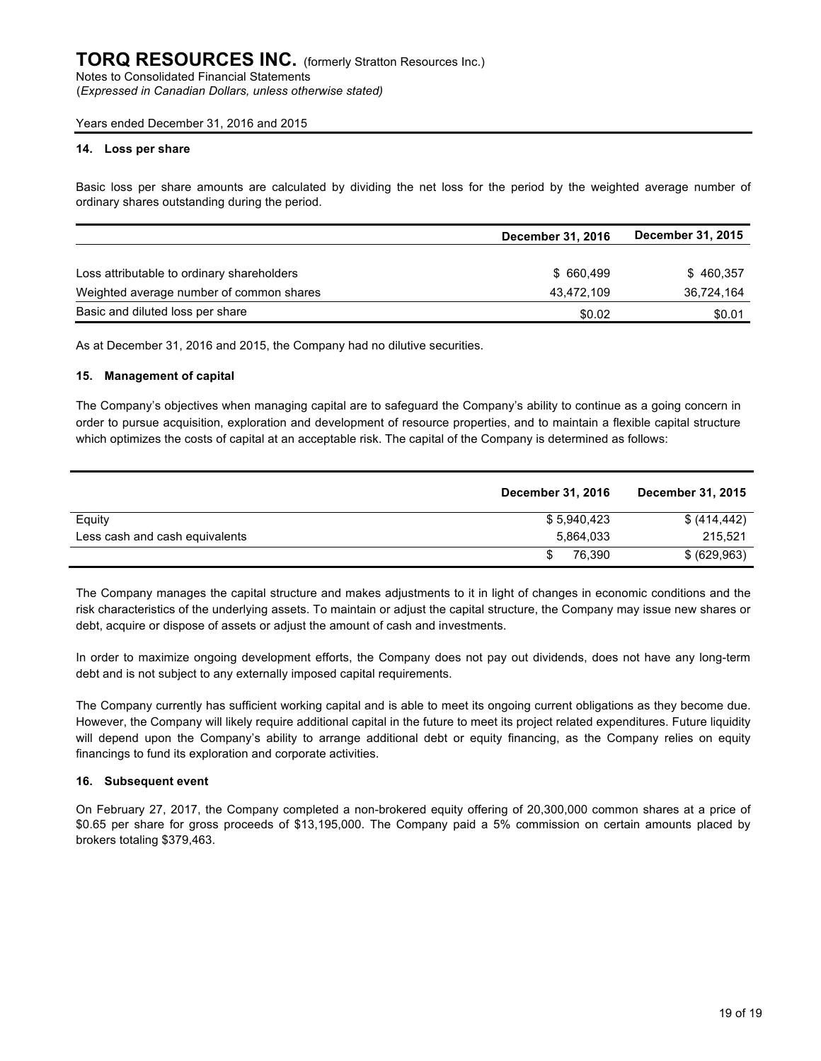# TORQ RESOURCES INC. (formerly Stratton Resources Inc.)

Notes to Consolidated Financial Statements
(*Expressed in Canadian Dollars, unless otherwise stated)*

Years ended December 31, 2016 and 2015

### 14. Loss per share

Basic loss per share amounts are calculated by dividing the net loss for the period by the weighted average number of ordinary shares outstanding during the period.

| | December 31, 2016 | December 31, 2015 |
|---|---|---|
| Loss attributable to ordinary shareholders | $ 660,499 | $ 460,357 |
| Weighted average number of common shares | 43,472,109 | 36,724,164 |
| Basic and diluted loss per share | $0.02 | $0.01 |

As at December 31, 2016 and 2015, the Company had no dilutive securities.

### 15. Management of capital

The Company's objectives when managing capital are to safeguard the Company's ability to continue as a going concern in order to pursue acquisition, exploration and development of resource properties, and to maintain a flexible capital structure which optimizes the costs of capital at an acceptable risk. The capital of the Company is determined as follows:

| | December 31, 2016 | December 31, 2015 |
|---|---|---|
| Equity | $ 5,940,423 | $ (414,442) |
| Less cash and cash equivalents | 5,864,033 | 215,521 |
| | $ 76,390 | $ (629,963) |

The Company manages the capital structure and makes adjustments to it in light of changes in economic conditions and the risk characteristics of the underlying assets. To maintain or adjust the capital structure, the Company may issue new shares or debt, acquire or dispose of assets or adjust the amount of cash and investments.

In order to maximize ongoing development efforts, the Company does not pay out dividends, does not have any long-term debt and is not subject to any externally imposed capital requirements.

The Company currently has sufficient working capital and is able to meet its ongoing current obligations as they become due. However, the Company will likely require additional capital in the future to meet its project related expenditures. Future liquidity will depend upon the Company's ability to arrange additional debt or equity financing, as the Company relies on equity financings to fund its exploration and corporate activities.

### 16. Subsequent event

On February 27, 2017, the Company completed a non-brokered equity offering of 20,300,000 common shares at a price of $0.65 per share for gross proceeds of $13,195,000. The Company paid a 5% commission on certain amounts placed by brokers totaling $379,463.